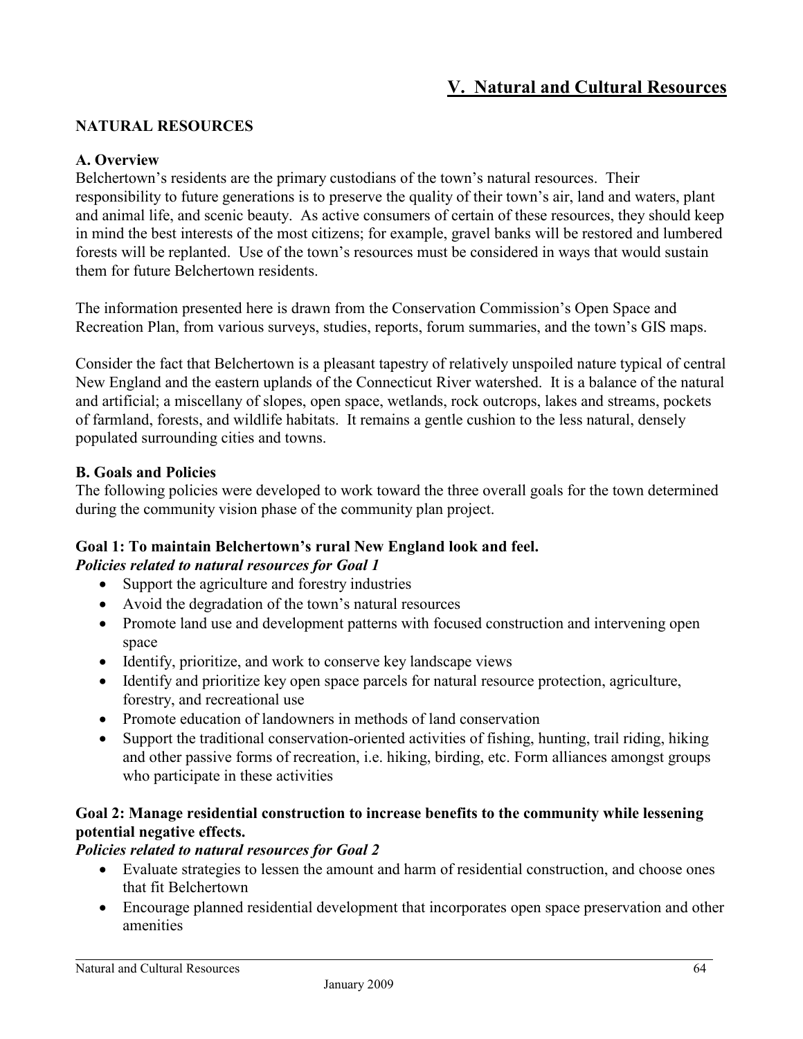# V. Natural and Cultural Resources

## NATURAL RESOURCES

### A. Overview

Belchertown's residents are the primary custodians of the town's natural resources. Their responsibility to future generations is to preserve the quality of their town's air, land and waters, plant and animal life, and scenic beauty. As active consumers of certain of these resources, they should keep in mind the best interests of the most citizens; for example, gravel banks will be restored and lumbered forests will be replanted. Use of the town's resources must be considered in ways that would sustain them for future Belchertown residents.

The information presented here is drawn from the Conservation Commission's Open Space and Recreation Plan, from various surveys, studies, reports, forum summaries, and the town's GIS maps.

Consider the fact that Belchertown is a pleasant tapestry of relatively unspoiled nature typical of central New England and the eastern uplands of the Connecticut River watershed. It is a balance of the natural and artificial; a miscellany of slopes, open space, wetlands, rock outcrops, lakes and streams, pockets of farmland, forests, and wildlife habitats. It remains a gentle cushion to the less natural, densely populated surrounding cities and towns.

### B. Goals and Policies

The following policies were developed to work toward the three overall goals for the town determined during the community vision phase of the community plan project.

#### Goal 1: To maintain Belchertown's rural New England look and feel.

***Policies related to natural resources for Goal 1***

- Support the agriculture and forestry industries
- Avoid the degradation of the town's natural resources
- Promote land use and development patterns with focused construction and intervening open space
- Identify, prioritize, and work to conserve key landscape views
- Identify and prioritize key open space parcels for natural resource protection, agriculture, forestry, and recreational use
- Promote education of landowners in methods of land conservation
- Support the traditional conservation-oriented activities of fishing, hunting, trail riding, hiking and other passive forms of recreation, i.e. hiking, birding, etc. Form alliances amongst groups who participate in these activities

#### Goal 2: Manage residential construction to increase benefits to the community while lessening potential negative effects.

***Policies related to natural resources for Goal 2***

- Evaluate strategies to lessen the amount and harm of residential construction, and choose ones that fit Belchertown
- Encourage planned residential development that incorporates open space preservation and other amenities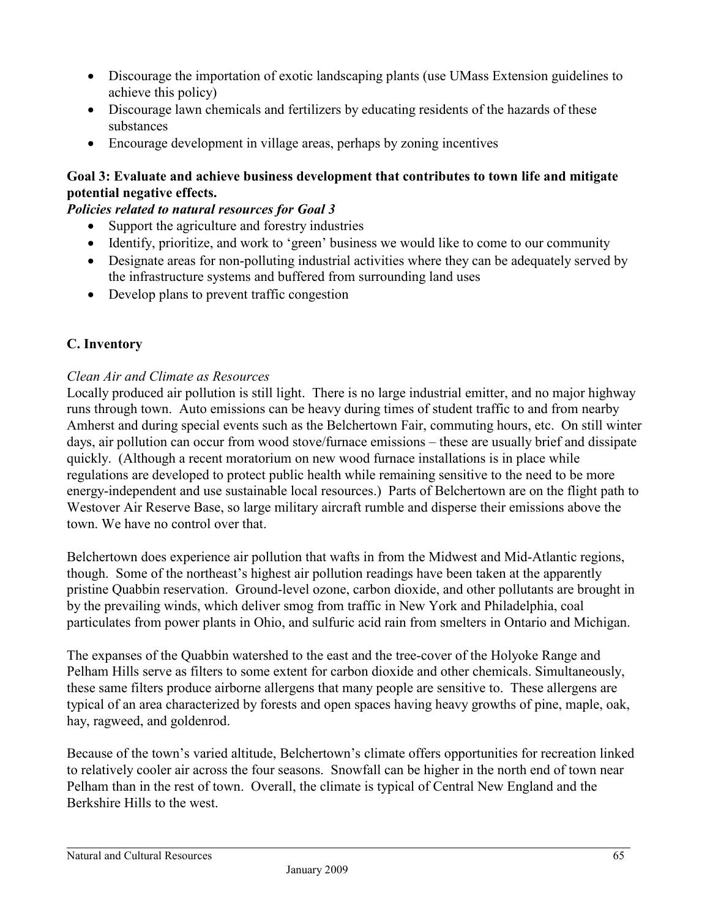- Discourage the importation of exotic landscaping plants (use UMass Extension guidelines to achieve this policy)
- Discourage lawn chemicals and fertilizers by educating residents of the hazards of these substances
- Encourage development in village areas, perhaps by zoning incentives

**Goal 3: Evaluate and achieve business development that contributes to town life and mitigate potential negative effects.**

***Policies related to natural resources for Goal 3***

- Support the agriculture and forestry industries
- Identify, prioritize, and work to 'green' business we would like to come to our community
- Designate areas for non-polluting industrial activities where they can be adequately served by the infrastructure systems and buffered from surrounding land uses
- Develop plans to prevent traffic congestion

## C. Inventory

*Clean Air and Climate as Resources*

Locally produced air pollution is still light. There is no large industrial emitter, and no major highway runs through town. Auto emissions can be heavy during times of student traffic to and from nearby Amherst and during special events such as the Belchertown Fair, commuting hours, etc. On still winter days, air pollution can occur from wood stove/furnace emissions – these are usually brief and dissipate quickly. (Although a recent moratorium on new wood furnace installations is in place while regulations are developed to protect public health while remaining sensitive to the need to be more energy-independent and use sustainable local resources.) Parts of Belchertown are on the flight path to Westover Air Reserve Base, so large military aircraft rumble and disperse their emissions above the town. We have no control over that.

Belchertown does experience air pollution that wafts in from the Midwest and Mid-Atlantic regions, though. Some of the northeast's highest air pollution readings have been taken at the apparently pristine Quabbin reservation. Ground-level ozone, carbon dioxide, and other pollutants are brought in by the prevailing winds, which deliver smog from traffic in New York and Philadelphia, coal particulates from power plants in Ohio, and sulfuric acid rain from smelters in Ontario and Michigan.

The expanses of the Quabbin watershed to the east and the tree-cover of the Holyoke Range and Pelham Hills serve as filters to some extent for carbon dioxide and other chemicals. Simultaneously, these same filters produce airborne allergens that many people are sensitive to. These allergens are typical of an area characterized by forests and open spaces having heavy growths of pine, maple, oak, hay, ragweed, and goldenrod.

Because of the town's varied altitude, Belchertown's climate offers opportunities for recreation linked to relatively cooler air across the four seasons. Snowfall can be higher in the north end of town near Pelham than in the rest of town. Overall, the climate is typical of Central New England and the Berkshire Hills to the west.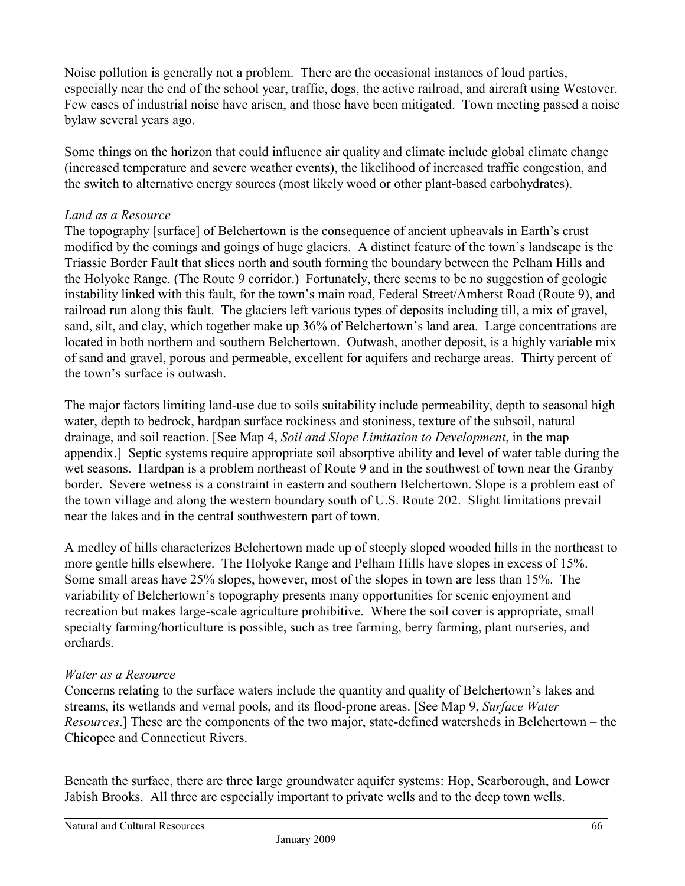Noise pollution is generally not a problem. There are the occasional instances of loud parties, especially near the end of the school year, traffic, dogs, the active railroad, and aircraft using Westover. Few cases of industrial noise have arisen, and those have been mitigated. Town meeting passed a noise bylaw several years ago.

Some things on the horizon that could influence air quality and climate include global climate change (increased temperature and severe weather events), the likelihood of increased traffic congestion, and the switch to alternative energy sources (most likely wood or other plant-based carbohydrates).

*Land as a Resource*

The topography [surface] of Belchertown is the consequence of ancient upheavals in Earth's crust modified by the comings and goings of huge glaciers. A distinct feature of the town's landscape is the Triassic Border Fault that slices north and south forming the boundary between the Pelham Hills and the Holyoke Range. (The Route 9 corridor.) Fortunately, there seems to be no suggestion of geologic instability linked with this fault, for the town's main road, Federal Street/Amherst Road (Route 9), and railroad run along this fault. The glaciers left various types of deposits including till, a mix of gravel, sand, silt, and clay, which together make up 36% of Belchertown's land area. Large concentrations are located in both northern and southern Belchertown. Outwash, another deposit, is a highly variable mix of sand and gravel, porous and permeable, excellent for aquifers and recharge areas. Thirty percent of the town's surface is outwash.

The major factors limiting land-use due to soils suitability include permeability, depth to seasonal high water, depth to bedrock, hardpan surface rockiness and stoniness, texture of the subsoil, natural drainage, and soil reaction. [See Map 4, *Soil and Slope Limitation to Development*, in the map appendix.] Septic systems require appropriate soil absorptive ability and level of water table during the wet seasons. Hardpan is a problem northeast of Route 9 and in the southwest of town near the Granby border. Severe wetness is a constraint in eastern and southern Belchertown. Slope is a problem east of the town village and along the western boundary south of U.S. Route 202. Slight limitations prevail near the lakes and in the central southwestern part of town.

A medley of hills characterizes Belchertown made up of steeply sloped wooded hills in the northeast to more gentle hills elsewhere. The Holyoke Range and Pelham Hills have slopes in excess of 15%. Some small areas have 25% slopes, however, most of the slopes in town are less than 15%. The variability of Belchertown's topography presents many opportunities for scenic enjoyment and recreation but makes large-scale agriculture prohibitive. Where the soil cover is appropriate, small specialty farming/horticulture is possible, such as tree farming, berry farming, plant nurseries, and orchards.

*Water as a Resource*

Concerns relating to the surface waters include the quantity and quality of Belchertown's lakes and streams, its wetlands and vernal pools, and its flood-prone areas. [See Map 9, *Surface Water Resources*.] These are the components of the two major, state-defined watersheds in Belchertown – the Chicopee and Connecticut Rivers.

Beneath the surface, there are three large groundwater aquifer systems: Hop, Scarborough, and Lower Jabish Brooks. All three are especially important to private wells and to the deep town wells.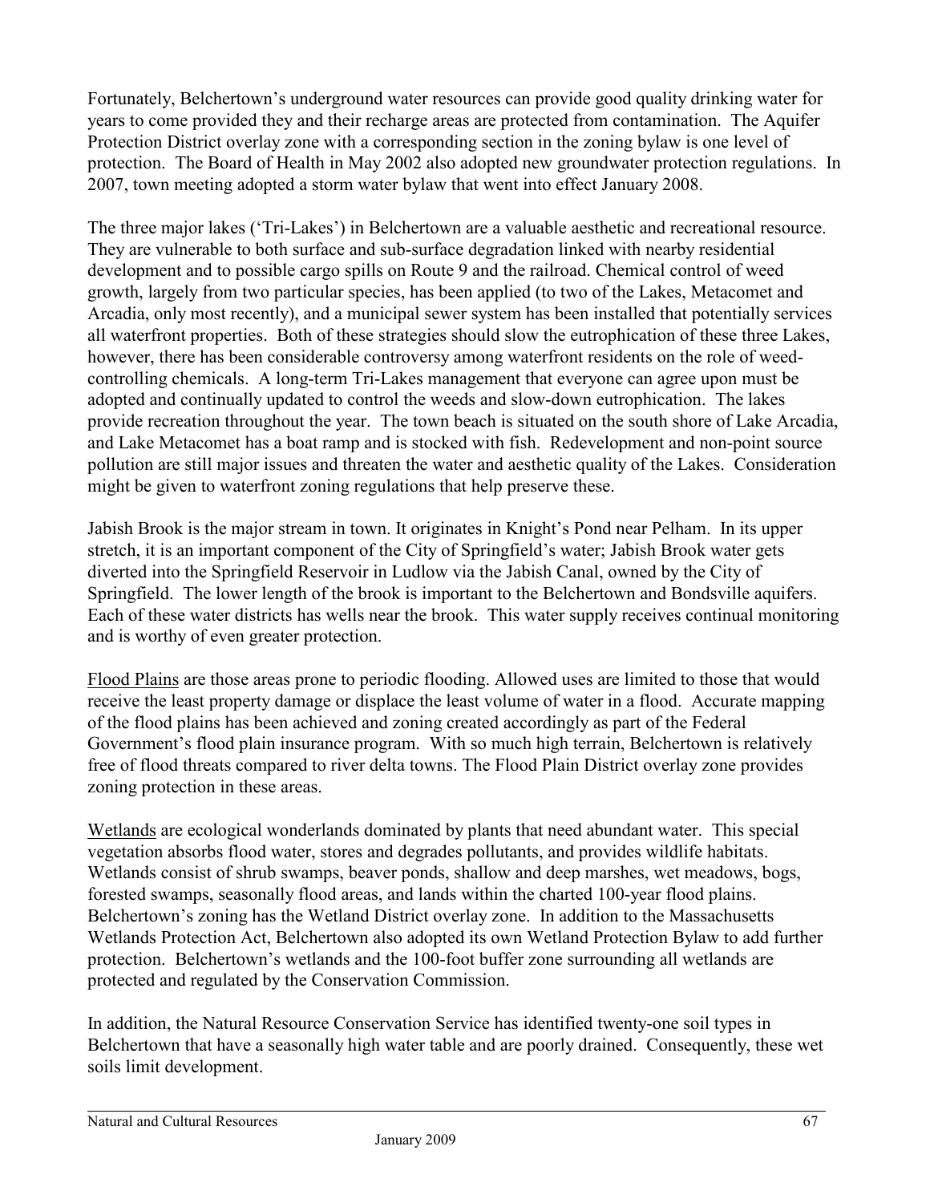Fortunately, Belchertown's underground water resources can provide good quality drinking water for years to come provided they and their recharge areas are protected from contamination. The Aquifer Protection District overlay zone with a corresponding section in the zoning bylaw is one level of protection. The Board of Health in May 2002 also adopted new groundwater protection regulations. In 2007, town meeting adopted a storm water bylaw that went into effect January 2008.

The three major lakes ('Tri-Lakes') in Belchertown are a valuable aesthetic and recreational resource. They are vulnerable to both surface and sub-surface degradation linked with nearby residential development and to possible cargo spills on Route 9 and the railroad. Chemical control of weed growth, largely from two particular species, has been applied (to two of the Lakes, Metacomet and Arcadia, only most recently), and a municipal sewer system has been installed that potentially services all waterfront properties. Both of these strategies should slow the eutrophication of these three Lakes, however, there has been considerable controversy among waterfront residents on the role of weed-controlling chemicals. A long-term Tri-Lakes management that everyone can agree upon must be adopted and continually updated to control the weeds and slow-down eutrophication. The lakes provide recreation throughout the year. The town beach is situated on the south shore of Lake Arcadia, and Lake Metacomet has a boat ramp and is stocked with fish. Redevelopment and non-point source pollution are still major issues and threaten the water and aesthetic quality of the Lakes. Consideration might be given to waterfront zoning regulations that help preserve these.

Jabish Brook is the major stream in town. It originates in Knight's Pond near Pelham. In its upper stretch, it is an important component of the City of Springfield's water; Jabish Brook water gets diverted into the Springfield Reservoir in Ludlow via the Jabish Canal, owned by the City of Springfield. The lower length of the brook is important to the Belchertown and Bondsville aquifers. Each of these water districts has wells near the brook. This water supply receives continual monitoring and is worthy of even greater protection.

<u>Flood Plains</u> are those areas prone to periodic flooding. Allowed uses are limited to those that would receive the least property damage or displace the least volume of water in a flood. Accurate mapping of the flood plains has been achieved and zoning created accordingly as part of the Federal Government's flood plain insurance program. With so much high terrain, Belchertown is relatively free of flood threats compared to river delta towns. The Flood Plain District overlay zone provides zoning protection in these areas.

<u>Wetlands</u> are ecological wonderlands dominated by plants that need abundant water. This special vegetation absorbs flood water, stores and degrades pollutants, and provides wildlife habitats. Wetlands consist of shrub swamps, beaver ponds, shallow and deep marshes, wet meadows, bogs, forested swamps, seasonally flood areas, and lands within the charted 100-year flood plains. Belchertown's zoning has the Wetland District overlay zone. In addition to the Massachusetts Wetlands Protection Act, Belchertown also adopted its own Wetland Protection Bylaw to add further protection. Belchertown's wetlands and the 100-foot buffer zone surrounding all wetlands are protected and regulated by the Conservation Commission.

In addition, the Natural Resource Conservation Service has identified twenty-one soil types in Belchertown that have a seasonally high water table and are poorly drained. Consequently, these wet soils limit development.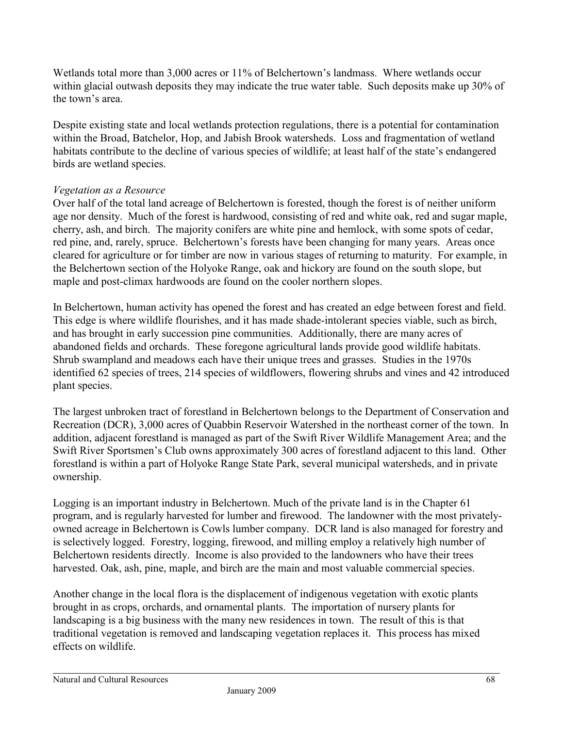Wetlands total more than 3,000 acres or 11% of Belchertown's landmass. Where wetlands occur within glacial outwash deposits they may indicate the true water table. Such deposits make up 30% of the town's area.

Despite existing state and local wetlands protection regulations, there is a potential for contamination within the Broad, Batchelor, Hop, and Jabish Brook watersheds. Loss and fragmentation of wetland habitats contribute to the decline of various species of wildlife; at least half of the state's endangered birds are wetland species.

*Vegetation as a Resource*

Over half of the total land acreage of Belchertown is forested, though the forest is of neither uniform age nor density. Much of the forest is hardwood, consisting of red and white oak, red and sugar maple, cherry, ash, and birch. The majority conifers are white pine and hemlock, with some spots of cedar, red pine, and, rarely, spruce. Belchertown's forests have been changing for many years. Areas once cleared for agriculture or for timber are now in various stages of returning to maturity. For example, in the Belchertown section of the Holyoke Range, oak and hickory are found on the south slope, but maple and post-climax hardwoods are found on the cooler northern slopes.

In Belchertown, human activity has opened the forest and has created an edge between forest and field. This edge is where wildlife flourishes, and it has made shade-intolerant species viable, such as birch, and has brought in early succession pine communities. Additionally, there are many acres of abandoned fields and orchards. These foregone agricultural lands provide good wildlife habitats. Shrub swampland and meadows each have their unique trees and grasses. Studies in the 1970s identified 62 species of trees, 214 species of wildflowers, flowering shrubs and vines and 42 introduced plant species.

The largest unbroken tract of forestland in Belchertown belongs to the Department of Conservation and Recreation (DCR), 3,000 acres of Quabbin Reservoir Watershed in the northeast corner of the town. In addition, adjacent forestland is managed as part of the Swift River Wildlife Management Area; and the Swift River Sportsmen's Club owns approximately 300 acres of forestland adjacent to this land. Other forestland is within a part of Holyoke Range State Park, several municipal watersheds, and in private ownership.

Logging is an important industry in Belchertown. Much of the private land is in the Chapter 61 program, and is regularly harvested for lumber and firewood. The landowner with the most privately-owned acreage in Belchertown is Cowls lumber company. DCR land is also managed for forestry and is selectively logged. Forestry, logging, firewood, and milling employ a relatively high number of Belchertown residents directly. Income is also provided to the landowners who have their trees harvested. Oak, ash, pine, maple, and birch are the main and most valuable commercial species.

Another change in the local flora is the displacement of indigenous vegetation with exotic plants brought in as crops, orchards, and ornamental plants. The importation of nursery plants for landscaping is a big business with the many new residences in town. The result of this is that traditional vegetation is removed and landscaping vegetation replaces it. This process has mixed effects on wildlife.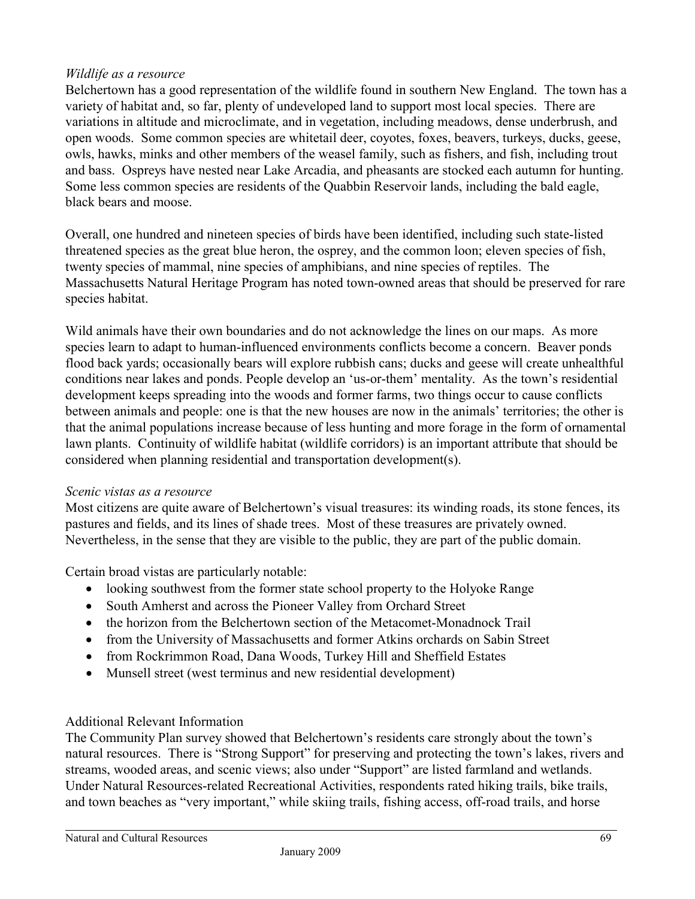*Wildlife as a resource*

Belchertown has a good representation of the wildlife found in southern New England. The town has a variety of habitat and, so far, plenty of undeveloped land to support most local species. There are variations in altitude and microclimate, and in vegetation, including meadows, dense underbrush, and open woods. Some common species are whitetail deer, coyotes, foxes, beavers, turkeys, ducks, geese, owls, hawks, minks and other members of the weasel family, such as fishers, and fish, including trout and bass. Ospreys have nested near Lake Arcadia, and pheasants are stocked each autumn for hunting. Some less common species are residents of the Quabbin Reservoir lands, including the bald eagle, black bears and moose.

Overall, one hundred and nineteen species of birds have been identified, including such state-listed threatened species as the great blue heron, the osprey, and the common loon; eleven species of fish, twenty species of mammal, nine species of amphibians, and nine species of reptiles. The Massachusetts Natural Heritage Program has noted town-owned areas that should be preserved for rare species habitat.

Wild animals have their own boundaries and do not acknowledge the lines on our maps. As more species learn to adapt to human-influenced environments conflicts become a concern. Beaver ponds flood back yards; occasionally bears will explore rubbish cans; ducks and geese will create unhealthful conditions near lakes and ponds. People develop an 'us-or-them' mentality. As the town's residential development keeps spreading into the woods and former farms, two things occur to cause conflicts between animals and people: one is that the new houses are now in the animals' territories; the other is that the animal populations increase because of less hunting and more forage in the form of ornamental lawn plants. Continuity of wildlife habitat (wildlife corridors) is an important attribute that should be considered when planning residential and transportation development(s).

*Scenic vistas as a resource*

Most citizens are quite aware of Belchertown's visual treasures: its winding roads, its stone fences, its pastures and fields, and its lines of shade trees. Most of these treasures are privately owned. Nevertheless, in the sense that they are visible to the public, they are part of the public domain.

Certain broad vistas are particularly notable:

- looking southwest from the former state school property to the Holyoke Range
- South Amherst and across the Pioneer Valley from Orchard Street
- the horizon from the Belchertown section of the Metacomet-Monadnock Trail
- from the University of Massachusetts and former Atkins orchards on Sabin Street
- from Rockrimmon Road, Dana Woods, Turkey Hill and Sheffield Estates
- Munsell street (west terminus and new residential development)

Additional Relevant Information

The Community Plan survey showed that Belchertown's residents care strongly about the town's natural resources. There is "Strong Support" for preserving and protecting the town's lakes, rivers and streams, wooded areas, and scenic views; also under "Support" are listed farmland and wetlands. Under Natural Resources-related Recreational Activities, respondents rated hiking trails, bike trails, and town beaches as "very important," while skiing trails, fishing access, off-road trails, and horse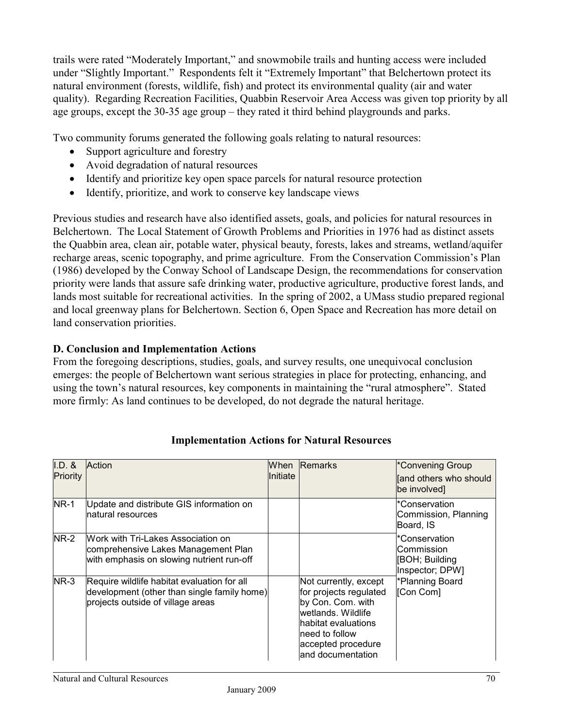trails were rated "Moderately Important," and snowmobile trails and hunting access were included under "Slightly Important." Respondents felt it "Extremely Important" that Belchertown protect its natural environment (forests, wildlife, fish) and protect its environmental quality (air and water quality). Regarding Recreation Facilities, Quabbin Reservoir Area Access was given top priority by all age groups, except the 30-35 age group – they rated it third behind playgrounds and parks.

Two community forums generated the following goals relating to natural resources:

- Support agriculture and forestry
- Avoid degradation of natural resources
- Identify and prioritize key open space parcels for natural resource protection
- Identify, prioritize, and work to conserve key landscape views

Previous studies and research have also identified assets, goals, and policies for natural resources in Belchertown. The Local Statement of Growth Problems and Priorities in 1976 had as distinct assets the Quabbin area, clean air, potable water, physical beauty, forests, lakes and streams, wetland/aquifer recharge areas, scenic topography, and prime agriculture. From the Conservation Commission's Plan (1986) developed by the Conway School of Landscape Design, the recommendations for conservation priority were lands that assure safe drinking water, productive agriculture, productive forest lands, and lands most suitable for recreational activities. In the spring of 2002, a UMass studio prepared regional and local greenway plans for Belchertown. Section 6, Open Space and Recreation has more detail on land conservation priorities.

### D. Conclusion and Implementation Actions

From the foregoing descriptions, studies, goals, and survey results, one unequivocal conclusion emerges: the people of Belchertown want serious strategies in place for protecting, enhancing, and using the town's natural resources, key components in maintaining the "rural atmosphere". Stated more firmly: As land continues to be developed, do not degrade the natural heritage.

**Implementation Actions for Natural Resources**

| I.D. & Priority | Action | When Initiate | Remarks | *Convening Group [and others who should be involved] |
|---|---|---|---|---|
| NR-1 | Update and distribute GIS information on natural resources | | | *Conservation Commission, Planning Board, IS |
| NR-2 | Work with Tri-Lakes Association on comprehensive Lakes Management Plan with emphasis on slowing nutrient run-off | | | *Conservation Commission [BOH; Building Inspector; DPW] |
| NR-3 | Require wildlife habitat evaluation for all development (other than single family home) projects outside of village areas | | Not currently, except for projects regulated by Con. Com. with wetlands. Wildlife habitat evaluations need to follow accepted procedure and documentation | *Planning Board [Con Com] |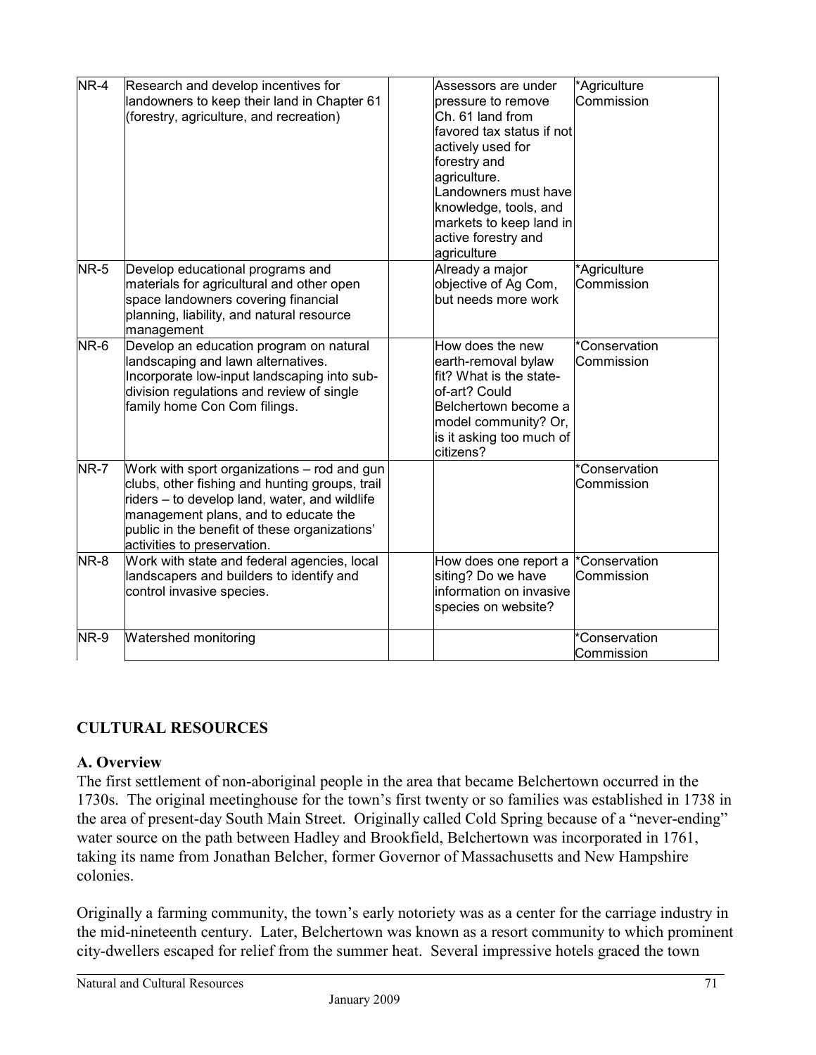| | | | | |
|---|---|---|---|---|
| NR-4 | Research and develop incentives for landowners to keep their land in Chapter 61 (forestry, agriculture, and recreation) | | Assessors are under pressure to remove Ch. 61 land from favored tax status if not actively used for forestry and agriculture. Landowners must have knowledge, tools, and markets to keep land in active forestry and agriculture | *Agriculture Commission |
| NR-5 | Develop educational programs and materials for agricultural and other open space landowners covering financial planning, liability, and natural resource management | | Already a major objective of Ag Com, but needs more work | *Agriculture Commission |
| NR-6 | Develop an education program on natural landscaping and lawn alternatives. Incorporate low-input landscaping into sub-division regulations and review of single family home Con Com filings. | | How does the new earth-removal bylaw fit? What is the state-of-art? Could Belchertown become a model community? Or, is it asking too much of citizens? | *Conservation Commission |
| NR-7 | Work with sport organizations – rod and gun clubs, other fishing and hunting groups, trail riders – to develop land, water, and wildlife management plans, and to educate the public in the benefit of these organizations' activities to preservation. | | | *Conservation Commission |
| NR-8 | Work with state and federal agencies, local landscapers and builders to identify and control invasive species. | | How does one report a siting? Do we have information on invasive species on website? | *Conservation Commission |
| NR-9 | Watershed monitoring | | | *Conservation Commission |

## CULTURAL RESOURCES

### A. Overview

The first settlement of non-aboriginal people in the area that became Belchertown occurred in the 1730s. The original meetinghouse for the town's first twenty or so families was established in 1738 in the area of present-day South Main Street. Originally called Cold Spring because of a "never-ending" water source on the path between Hadley and Brookfield, Belchertown was incorporated in 1761, taking its name from Jonathan Belcher, former Governor of Massachusetts and New Hampshire colonies.

Originally a farming community, the town's early notoriety was as a center for the carriage industry in the mid-nineteenth century. Later, Belchertown was known as a resort community to which prominent city-dwellers escaped for relief from the summer heat. Several impressive hotels graced the town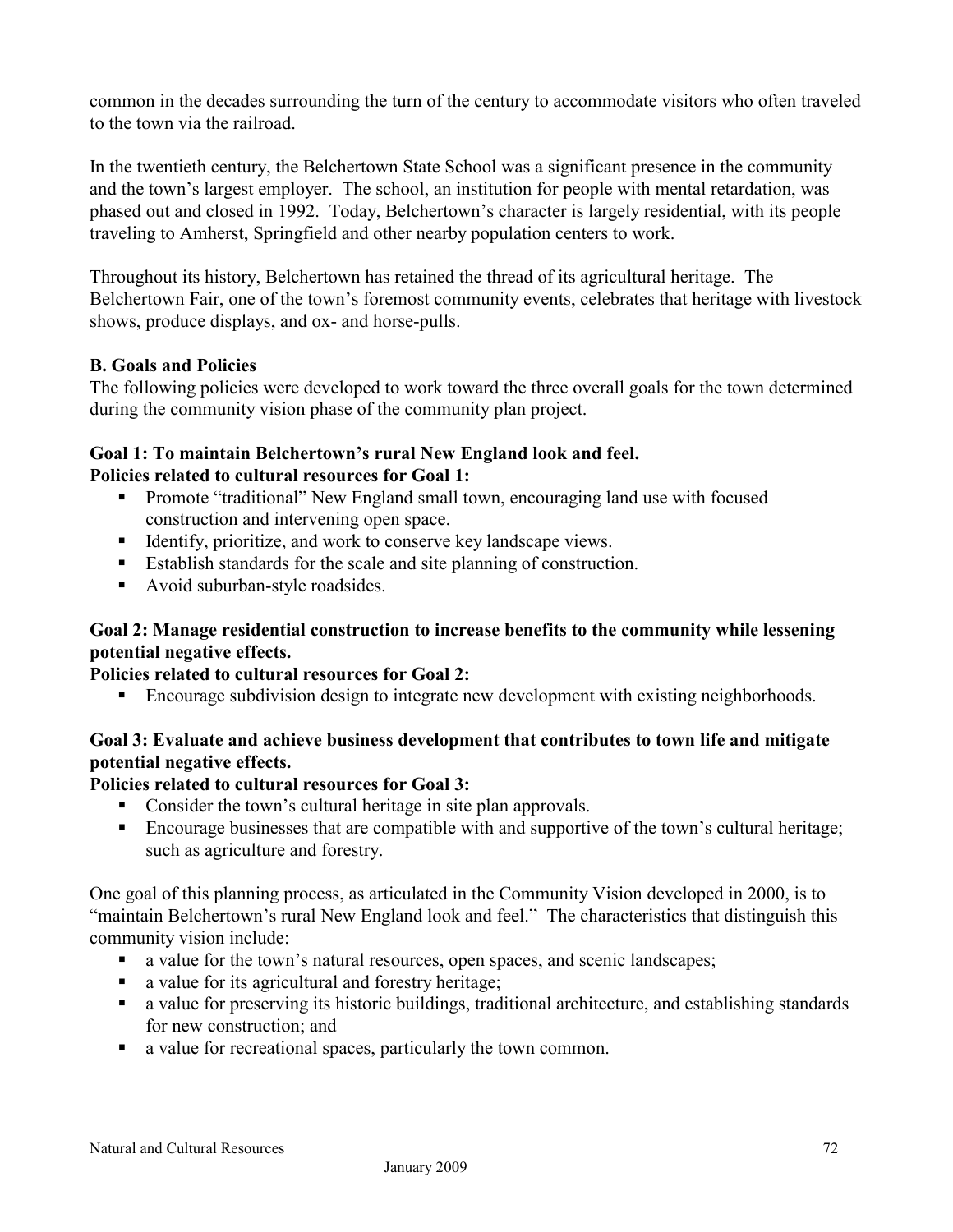common in the decades surrounding the turn of the century to accommodate visitors who often traveled to the town via the railroad.

In the twentieth century, the Belchertown State School was a significant presence in the community and the town's largest employer. The school, an institution for people with mental retardation, was phased out and closed in 1992. Today, Belchertown's character is largely residential, with its people traveling to Amherst, Springfield and other nearby population centers to work.

Throughout its history, Belchertown has retained the thread of its agricultural heritage. The Belchertown Fair, one of the town's foremost community events, celebrates that heritage with livestock shows, produce displays, and ox- and horse-pulls.

### B. Goals and Policies

The following policies were developed to work toward the three overall goals for the town determined during the community vision phase of the community plan project.

**Goal 1: To maintain Belchertown's rural New England look and feel.**
**Policies related to cultural resources for Goal 1:**

- Promote "traditional" New England small town, encouraging land use with focused construction and intervening open space.
- Identify, prioritize, and work to conserve key landscape views.
- Establish standards for the scale and site planning of construction.
- Avoid suburban-style roadsides.

**Goal 2: Manage residential construction to increase benefits to the community while lessening potential negative effects.**

**Policies related to cultural resources for Goal 2:**

- Encourage subdivision design to integrate new development with existing neighborhoods.

**Goal 3: Evaluate and achieve business development that contributes to town life and mitigate potential negative effects.**

**Policies related to cultural resources for Goal 3:**

- Consider the town's cultural heritage in site plan approvals.
- Encourage businesses that are compatible with and supportive of the town's cultural heritage; such as agriculture and forestry.

One goal of this planning process, as articulated in the Community Vision developed in 2000, is to "maintain Belchertown's rural New England look and feel." The characteristics that distinguish this community vision include:

- a value for the town's natural resources, open spaces, and scenic landscapes;
- a value for its agricultural and forestry heritage;
- a value for preserving its historic buildings, traditional architecture, and establishing standards for new construction; and
- a value for recreational spaces, particularly the town common.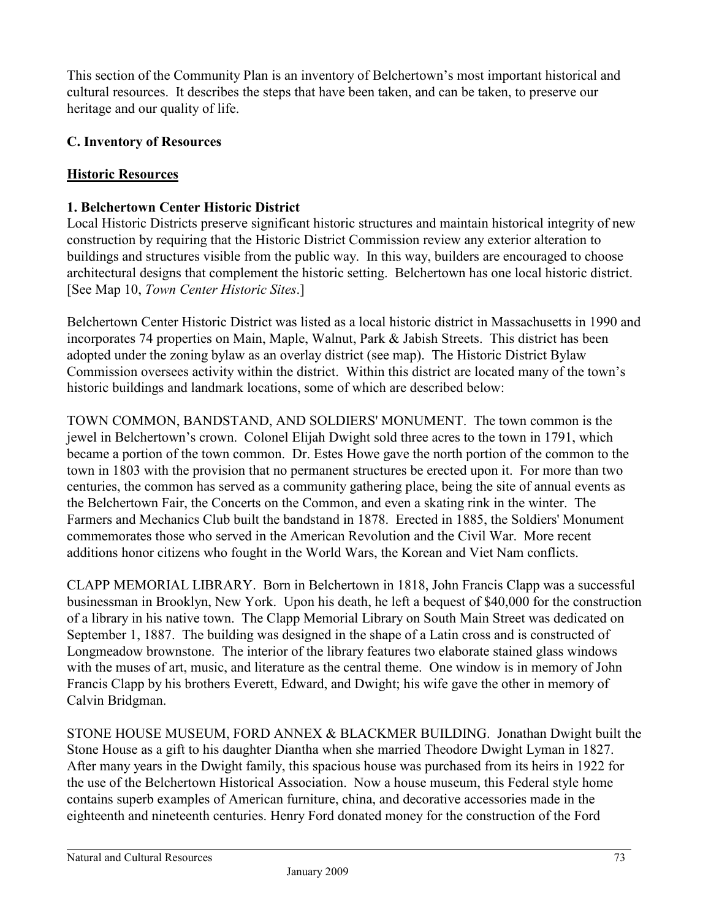This section of the Community Plan is an inventory of Belchertown's most important historical and cultural resources. It describes the steps that have been taken, and can be taken, to preserve our heritage and our quality of life.

### C. Inventory of Resources

#### Historic Resources

**1. Belchertown Center Historic District**

Local Historic Districts preserve significant historic structures and maintain historical integrity of new construction by requiring that the Historic District Commission review any exterior alteration to buildings and structures visible from the public way. In this way, builders are encouraged to choose architectural designs that complement the historic setting. Belchertown has one local historic district. [See Map 10, *Town Center Historic Sites*.]

Belchertown Center Historic District was listed as a local historic district in Massachusetts in 1990 and incorporates 74 properties on Main, Maple, Walnut, Park & Jabish Streets. This district has been adopted under the zoning bylaw as an overlay district (see map). The Historic District Bylaw Commission oversees activity within the district. Within this district are located many of the town's historic buildings and landmark locations, some of which are described below:

TOWN COMMON, BANDSTAND, AND SOLDIERS' MONUMENT. The town common is the jewel in Belchertown's crown. Colonel Elijah Dwight sold three acres to the town in 1791, which became a portion of the town common. Dr. Estes Howe gave the north portion of the common to the town in 1803 with the provision that no permanent structures be erected upon it. For more than two centuries, the common has served as a community gathering place, being the site of annual events as the Belchertown Fair, the Concerts on the Common, and even a skating rink in the winter. The Farmers and Mechanics Club built the bandstand in 1878. Erected in 1885, the Soldiers' Monument commemorates those who served in the American Revolution and the Civil War. More recent additions honor citizens who fought in the World Wars, the Korean and Viet Nam conflicts.

CLAPP MEMORIAL LIBRARY. Born in Belchertown in 1818, John Francis Clapp was a successful businessman in Brooklyn, New York. Upon his death, he left a bequest of $40,000 for the construction of a library in his native town. The Clapp Memorial Library on South Main Street was dedicated on September 1, 1887. The building was designed in the shape of a Latin cross and is constructed of Longmeadow brownstone. The interior of the library features two elaborate stained glass windows with the muses of art, music, and literature as the central theme. One window is in memory of John Francis Clapp by his brothers Everett, Edward, and Dwight; his wife gave the other in memory of Calvin Bridgman.

STONE HOUSE MUSEUM, FORD ANNEX & BLACKMER BUILDING. Jonathan Dwight built the Stone House as a gift to his daughter Diantha when she married Theodore Dwight Lyman in 1827. After many years in the Dwight family, this spacious house was purchased from its heirs in 1922 for the use of the Belchertown Historical Association. Now a house museum, this Federal style home contains superb examples of American furniture, china, and decorative accessories made in the eighteenth and nineteenth centuries. Henry Ford donated money for the construction of the Ford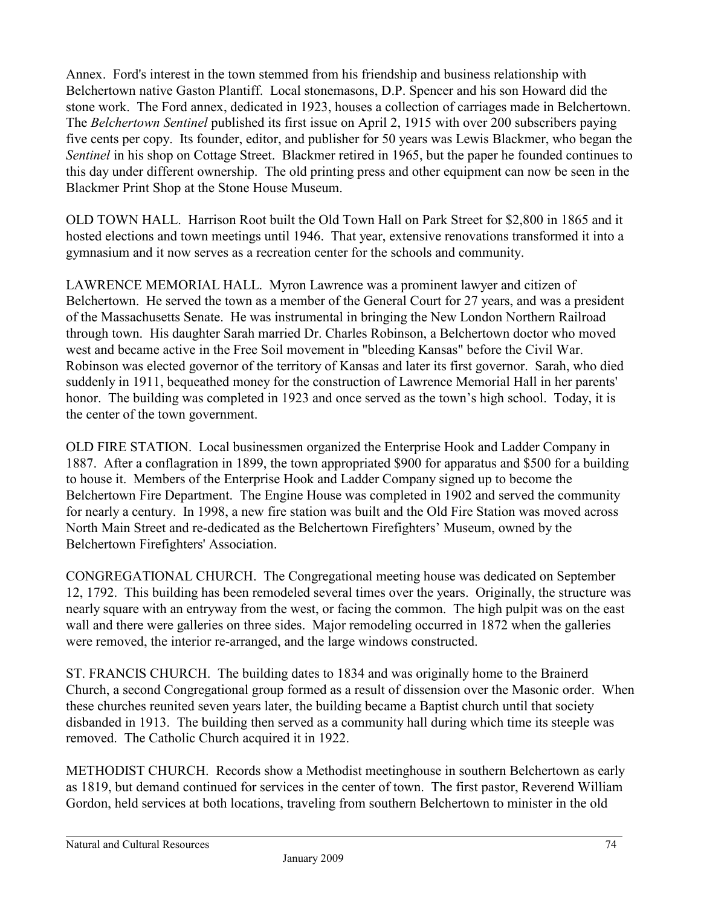Annex. Ford's interest in the town stemmed from his friendship and business relationship with Belchertown native Gaston Plantiff. Local stonemasons, D.P. Spencer and his son Howard did the stone work. The Ford annex, dedicated in 1923, houses a collection of carriages made in Belchertown. The *Belchertown Sentinel* published its first issue on April 2, 1915 with over 200 subscribers paying five cents per copy. Its founder, editor, and publisher for 50 years was Lewis Blackmer, who began the *Sentinel* in his shop on Cottage Street. Blackmer retired in 1965, but the paper he founded continues to this day under different ownership. The old printing press and other equipment can now be seen in the Blackmer Print Shop at the Stone House Museum.

OLD TOWN HALL. Harrison Root built the Old Town Hall on Park Street for $2,800 in 1865 and it hosted elections and town meetings until 1946. That year, extensive renovations transformed it into a gymnasium and it now serves as a recreation center for the schools and community.

LAWRENCE MEMORIAL HALL. Myron Lawrence was a prominent lawyer and citizen of Belchertown. He served the town as a member of the General Court for 27 years, and was a president of the Massachusetts Senate. He was instrumental in bringing the New London Northern Railroad through town. His daughter Sarah married Dr. Charles Robinson, a Belchertown doctor who moved west and became active in the Free Soil movement in "bleeding Kansas" before the Civil War. Robinson was elected governor of the territory of Kansas and later its first governor. Sarah, who died suddenly in 1911, bequeathed money for the construction of Lawrence Memorial Hall in her parents' honor. The building was completed in 1923 and once served as the town's high school. Today, it is the center of the town government.

OLD FIRE STATION. Local businessmen organized the Enterprise Hook and Ladder Company in 1887. After a conflagration in 1899, the town appropriated $900 for apparatus and $500 for a building to house it. Members of the Enterprise Hook and Ladder Company signed up to become the Belchertown Fire Department. The Engine House was completed in 1902 and served the community for nearly a century. In 1998, a new fire station was built and the Old Fire Station was moved across North Main Street and re-dedicated as the Belchertown Firefighters' Museum, owned by the Belchertown Firefighters' Association.

CONGREGATIONAL CHURCH. The Congregational meeting house was dedicated on September 12, 1792. This building has been remodeled several times over the years. Originally, the structure was nearly square with an entryway from the west, or facing the common. The high pulpit was on the east wall and there were galleries on three sides. Major remodeling occurred in 1872 when the galleries were removed, the interior re-arranged, and the large windows constructed.

ST. FRANCIS CHURCH. The building dates to 1834 and was originally home to the Brainerd Church, a second Congregational group formed as a result of dissension over the Masonic order. When these churches reunited seven years later, the building became a Baptist church until that society disbanded in 1913. The building then served as a community hall during which time its steeple was removed. The Catholic Church acquired it in 1922.

METHODIST CHURCH. Records show a Methodist meetinghouse in southern Belchertown as early as 1819, but demand continued for services in the center of town. The first pastor, Reverend William Gordon, held services at both locations, traveling from southern Belchertown to minister in the old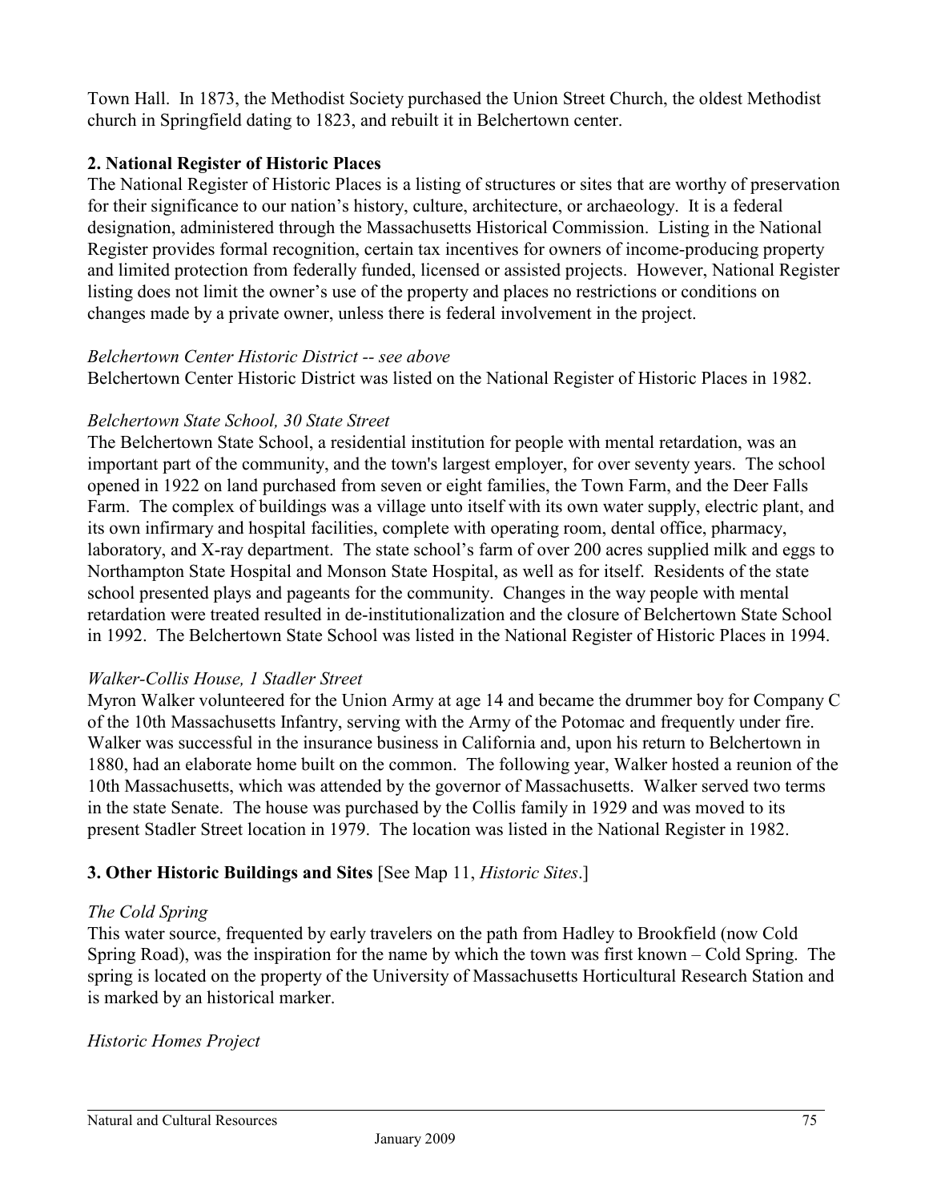Town Hall. In 1873, the Methodist Society purchased the Union Street Church, the oldest Methodist church in Springfield dating to 1823, and rebuilt it in Belchertown center.

### 2. National Register of Historic Places

The National Register of Historic Places is a listing of structures or sites that are worthy of preservation for their significance to our nation's history, culture, architecture, or archaeology. It is a federal designation, administered through the Massachusetts Historical Commission. Listing in the National Register provides formal recognition, certain tax incentives for owners of income-producing property and limited protection from federally funded, licensed or assisted projects. However, National Register listing does not limit the owner's use of the property and places no restrictions or conditions on changes made by a private owner, unless there is federal involvement in the project.

*Belchertown Center Historic District -- see above*

Belchertown Center Historic District was listed on the National Register of Historic Places in 1982.

*Belchertown State School, 30 State Street*

The Belchertown State School, a residential institution for people with mental retardation, was an important part of the community, and the town's largest employer, for over seventy years. The school opened in 1922 on land purchased from seven or eight families, the Town Farm, and the Deer Falls Farm. The complex of buildings was a village unto itself with its own water supply, electric plant, and its own infirmary and hospital facilities, complete with operating room, dental office, pharmacy, laboratory, and X-ray department. The state school's farm of over 200 acres supplied milk and eggs to Northampton State Hospital and Monson State Hospital, as well as for itself. Residents of the state school presented plays and pageants for the community. Changes in the way people with mental retardation were treated resulted in de-institutionalization and the closure of Belchertown State School in 1992. The Belchertown State School was listed in the National Register of Historic Places in 1994.

*Walker-Collis House, 1 Stadler Street*

Myron Walker volunteered for the Union Army at age 14 and became the drummer boy for Company C of the 10th Massachusetts Infantry, serving with the Army of the Potomac and frequently under fire. Walker was successful in the insurance business in California and, upon his return to Belchertown in 1880, had an elaborate home built on the common. The following year, Walker hosted a reunion of the 10th Massachusetts, which was attended by the governor of Massachusetts. Walker served two terms in the state Senate. The house was purchased by the Collis family in 1929 and was moved to its present Stadler Street location in 1979. The location was listed in the National Register in 1982.

### 3. Other Historic Buildings and Sites [See Map 11, *Historic Sites*.]

*The Cold Spring*

This water source, frequented by early travelers on the path from Hadley to Brookfield (now Cold Spring Road), was the inspiration for the name by which the town was first known – Cold Spring. The spring is located on the property of the University of Massachusetts Horticultural Research Station and is marked by an historical marker.

*Historic Homes Project*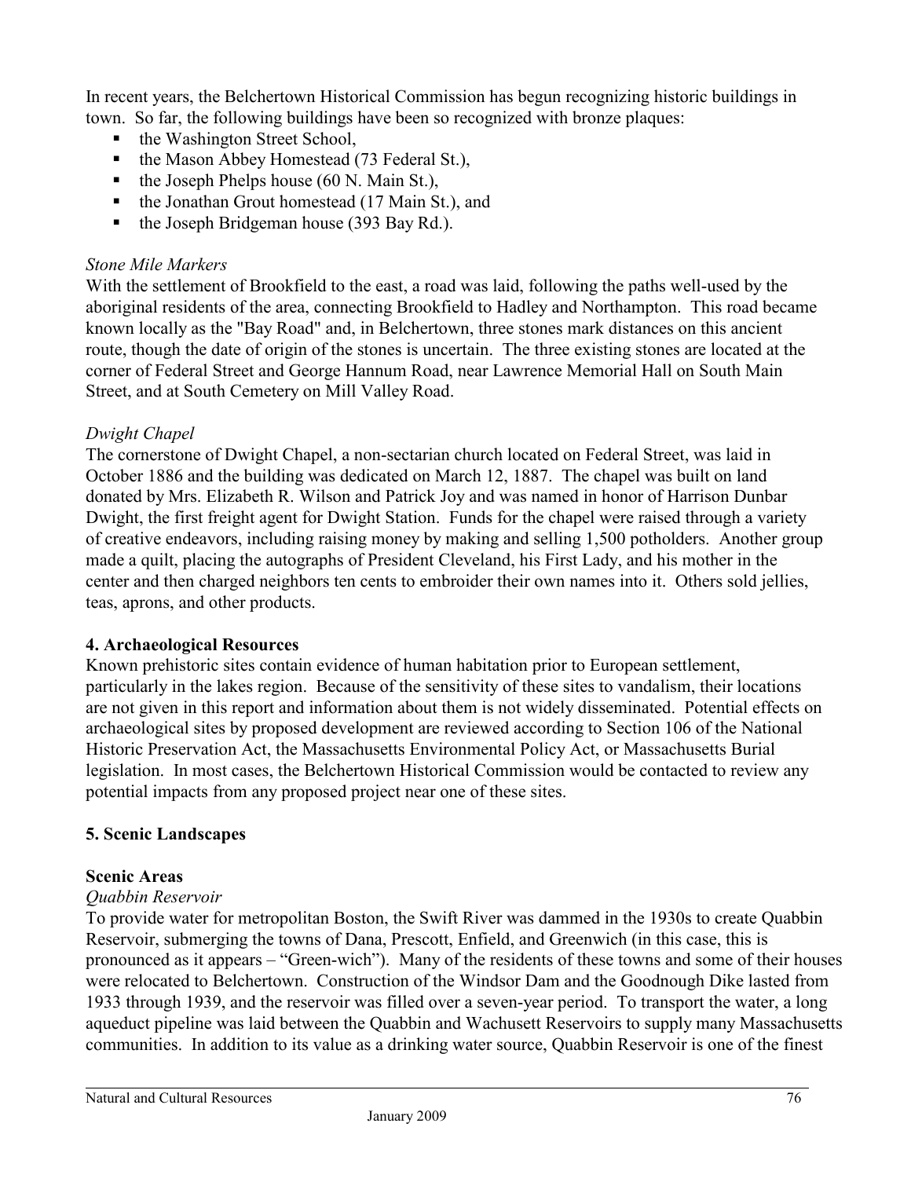In recent years, the Belchertown Historical Commission has begun recognizing historic buildings in town. So far, the following buildings have been so recognized with bronze plaques:

- the Washington Street School,
- the Mason Abbey Homestead (73 Federal St.),
- the Joseph Phelps house (60 N. Main St.),
- the Jonathan Grout homestead (17 Main St.), and
- the Joseph Bridgeman house (393 Bay Rd.).

*Stone Mile Markers*

With the settlement of Brookfield to the east, a road was laid, following the paths well-used by the aboriginal residents of the area, connecting Brookfield to Hadley and Northampton. This road became known locally as the "Bay Road" and, in Belchertown, three stones mark distances on this ancient route, though the date of origin of the stones is uncertain. The three existing stones are located at the corner of Federal Street and George Hannum Road, near Lawrence Memorial Hall on South Main Street, and at South Cemetery on Mill Valley Road.

*Dwight Chapel*

The cornerstone of Dwight Chapel, a non-sectarian church located on Federal Street, was laid in October 1886 and the building was dedicated on March 12, 1887. The chapel was built on land donated by Mrs. Elizabeth R. Wilson and Patrick Joy and was named in honor of Harrison Dunbar Dwight, the first freight agent for Dwight Station. Funds for the chapel were raised through a variety of creative endeavors, including raising money by making and selling 1,500 potholders. Another group made a quilt, placing the autographs of President Cleveland, his First Lady, and his mother in the center and then charged neighbors ten cents to embroider their own names into it. Others sold jellies, teas, aprons, and other products.

**4. Archaeological Resources**

Known prehistoric sites contain evidence of human habitation prior to European settlement, particularly in the lakes region. Because of the sensitivity of these sites to vandalism, their locations are not given in this report and information about them is not widely disseminated. Potential effects on archaeological sites by proposed development are reviewed according to Section 106 of the National Historic Preservation Act, the Massachusetts Environmental Policy Act, or Massachusetts Burial legislation. In most cases, the Belchertown Historical Commission would be contacted to review any potential impacts from any proposed project near one of these sites.

**5. Scenic Landscapes**

**Scenic Areas**

*Quabbin Reservoir*

To provide water for metropolitan Boston, the Swift River was dammed in the 1930s to create Quabbin Reservoir, submerging the towns of Dana, Prescott, Enfield, and Greenwich (in this case, this is pronounced as it appears – "Green-wich"). Many of the residents of these towns and some of their houses were relocated to Belchertown. Construction of the Windsor Dam and the Goodnough Dike lasted from 1933 through 1939, and the reservoir was filled over a seven-year period. To transport the water, a long aqueduct pipeline was laid between the Quabbin and Wachusett Reservoirs to supply many Massachusetts communities. In addition to its value as a drinking water source, Quabbin Reservoir is one of the finest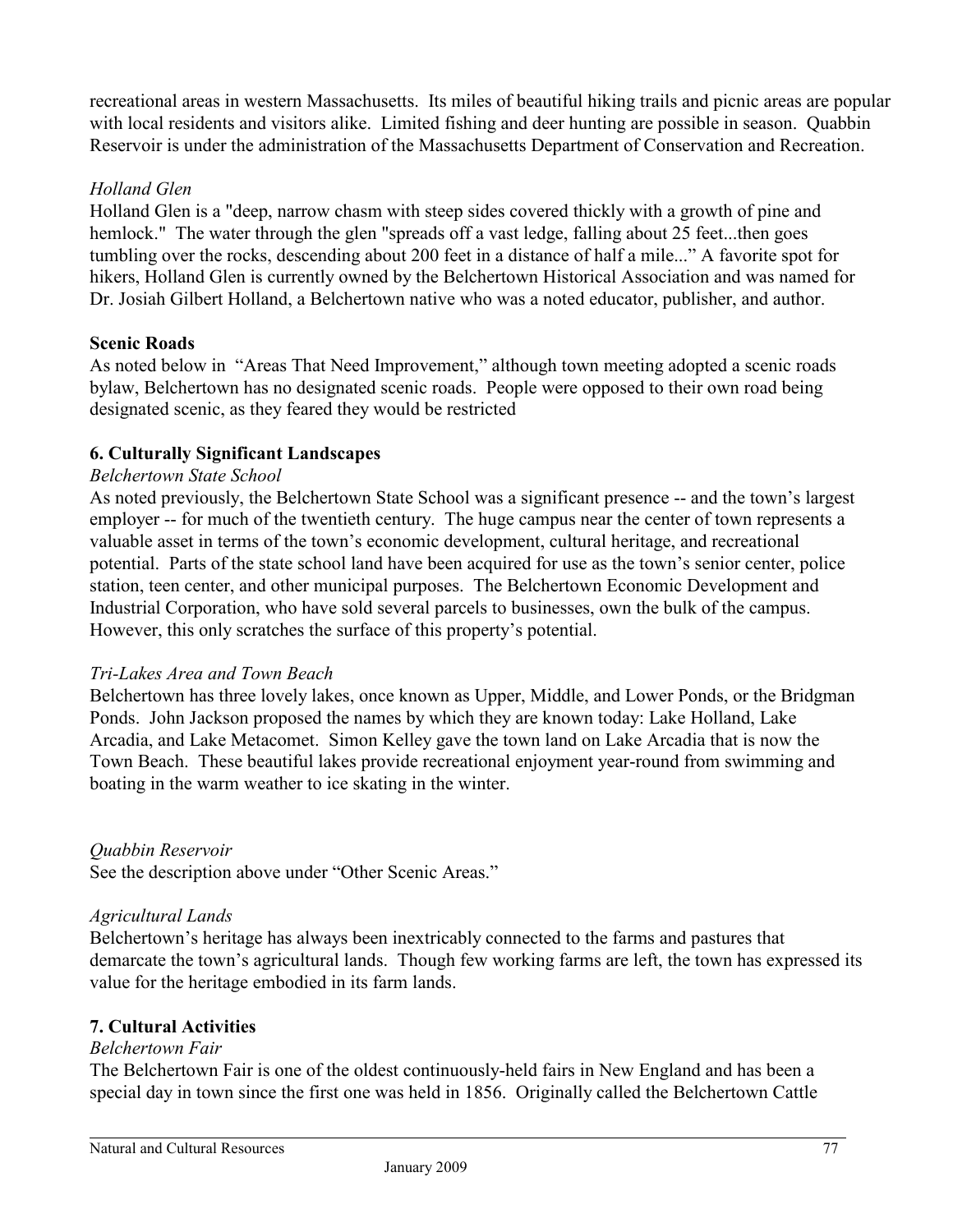recreational areas in western Massachusetts. Its miles of beautiful hiking trails and picnic areas are popular with local residents and visitors alike. Limited fishing and deer hunting are possible in season. Quabbin Reservoir is under the administration of the Massachusetts Department of Conservation and Recreation.

*Holland Glen*

Holland Glen is a "deep, narrow chasm with steep sides covered thickly with a growth of pine and hemlock." The water through the glen "spreads off a vast ledge, falling about 25 feet...then goes tumbling over the rocks, descending about 200 feet in a distance of half a mile..." A favorite spot for hikers, Holland Glen is currently owned by the Belchertown Historical Association and was named for Dr. Josiah Gilbert Holland, a Belchertown native who was a noted educator, publisher, and author.

**Scenic Roads**

As noted below in "Areas That Need Improvement," although town meeting adopted a scenic roads bylaw, Belchertown has no designated scenic roads. People were opposed to their own road being designated scenic, as they feared they would be restricted

**6. Culturally Significant Landscapes**

*Belchertown State School*

As noted previously, the Belchertown State School was a significant presence -- and the town's largest employer -- for much of the twentieth century. The huge campus near the center of town represents a valuable asset in terms of the town's economic development, cultural heritage, and recreational potential. Parts of the state school land have been acquired for use as the town's senior center, police station, teen center, and other municipal purposes. The Belchertown Economic Development and Industrial Corporation, who have sold several parcels to businesses, own the bulk of the campus. However, this only scratches the surface of this property's potential.

*Tri-Lakes Area and Town Beach*

Belchertown has three lovely lakes, once known as Upper, Middle, and Lower Ponds, or the Bridgman Ponds. John Jackson proposed the names by which they are known today: Lake Holland, Lake Arcadia, and Lake Metacomet. Simon Kelley gave the town land on Lake Arcadia that is now the Town Beach. These beautiful lakes provide recreational enjoyment year-round from swimming and boating in the warm weather to ice skating in the winter.

*Quabbin Reservoir*

See the description above under "Other Scenic Areas."

*Agricultural Lands*

Belchertown's heritage has always been inextricably connected to the farms and pastures that demarcate the town's agricultural lands. Though few working farms are left, the town has expressed its value for the heritage embodied in its farm lands.

**7. Cultural Activities**

*Belchertown Fair*

The Belchertown Fair is one of the oldest continuously-held fairs in New England and has been a special day in town since the first one was held in 1856. Originally called the Belchertown Cattle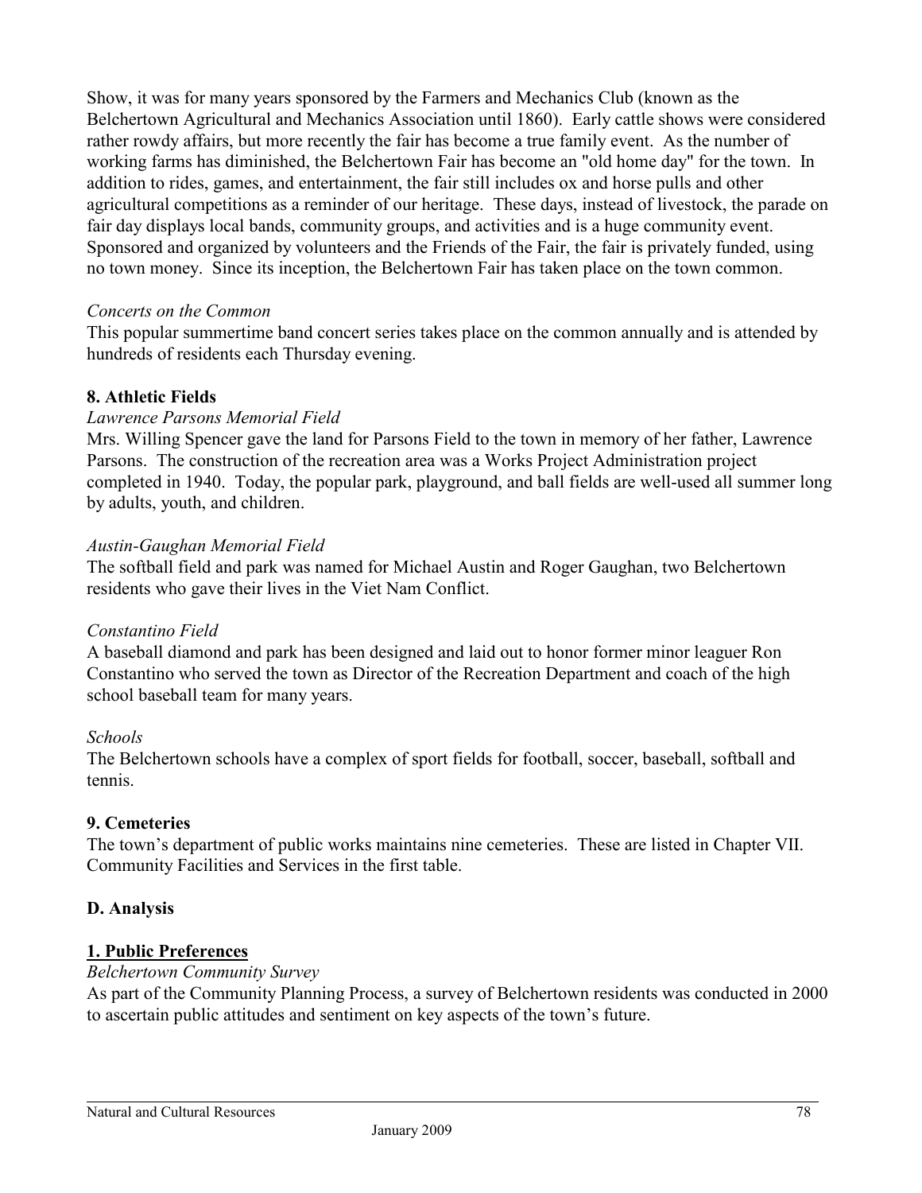Show, it was for many years sponsored by the Farmers and Mechanics Club (known as the Belchertown Agricultural and Mechanics Association until 1860). Early cattle shows were considered rather rowdy affairs, but more recently the fair has become a true family event. As the number of working farms has diminished, the Belchertown Fair has become an "old home day" for the town. In addition to rides, games, and entertainment, the fair still includes ox and horse pulls and other agricultural competitions as a reminder of our heritage. These days, instead of livestock, the parade on fair day displays local bands, community groups, and activities and is a huge community event. Sponsored and organized by volunteers and the Friends of the Fair, the fair is privately funded, using no town money. Since its inception, the Belchertown Fair has taken place on the town common.

*Concerts on the Common*
This popular summertime band concert series takes place on the common annually and is attended by hundreds of residents each Thursday evening.

**8. Athletic Fields**

*Lawrence Parsons Memorial Field*
Mrs. Willing Spencer gave the land for Parsons Field to the town in memory of her father, Lawrence Parsons. The construction of the recreation area was a Works Project Administration project completed in 1940. Today, the popular park, playground, and ball fields are well-used all summer long by adults, youth, and children.

*Austin-Gaughan Memorial Field*
The softball field and park was named for Michael Austin and Roger Gaughan, two Belchertown residents who gave their lives in the Viet Nam Conflict.

*Constantino Field*
A baseball diamond and park has been designed and laid out to honor former minor leaguer Ron Constantino who served the town as Director of the Recreation Department and coach of the high school baseball team for many years.

*Schools*
The Belchertown schools have a complex of sport fields for football, soccer, baseball, softball and tennis.

**9. Cemeteries**

The town's department of public works maintains nine cemeteries. These are listed in Chapter VII. Community Facilities and Services in the first table.

## D. Analysis

**1. Public Preferences**

*Belchertown Community Survey*
As part of the Community Planning Process, a survey of Belchertown residents was conducted in 2000 to ascertain public attitudes and sentiment on key aspects of the town's future.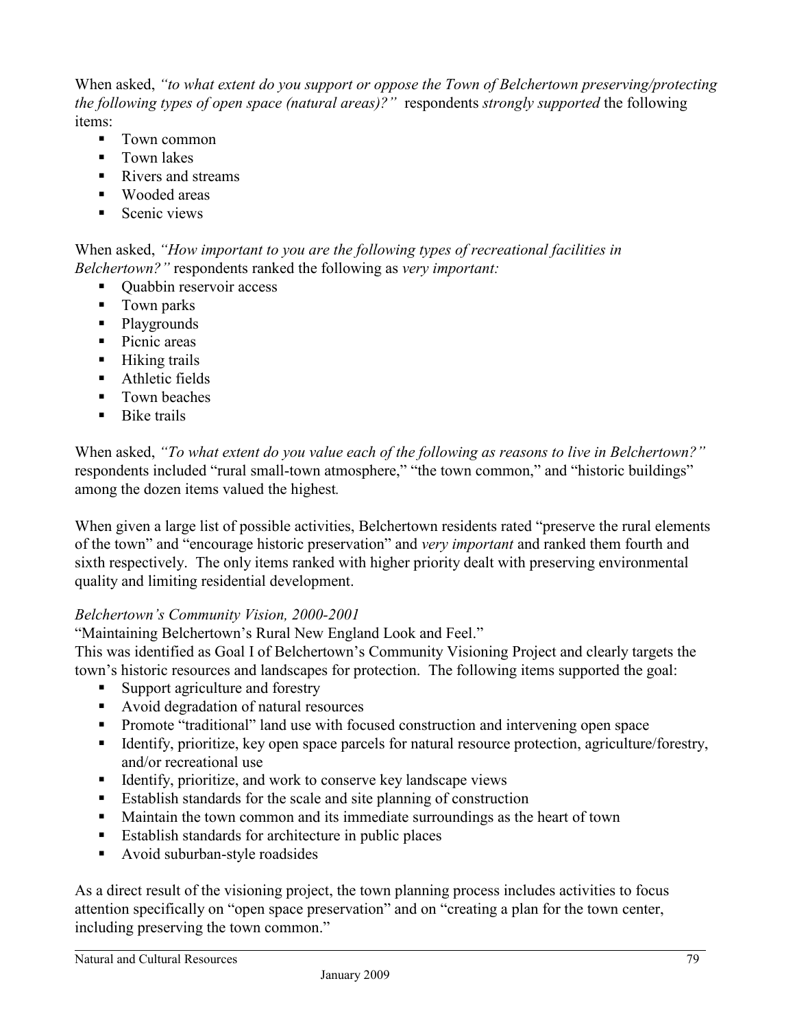When asked, *"to what extent do you support or oppose the Town of Belchertown preserving/protecting the following types of open space (natural areas)?"* respondents *strongly supported* the following items:

- Town common
- Town lakes
- Rivers and streams
- Wooded areas
- Scenic views

When asked, *"How important to you are the following types of recreational facilities in Belchertown?"* respondents ranked the following as *very important:*

- Quabbin reservoir access
- Town parks
- Playgrounds
- Picnic areas
- Hiking trails
- Athletic fields
- Town beaches
- Bike trails

When asked, *"To what extent do you value each of the following as reasons to live in Belchertown?"* respondents included "rural small-town atmosphere," "the town common," and "historic buildings" among the dozen items valued the highest.

When given a large list of possible activities, Belchertown residents rated "preserve the rural elements of the town" and "encourage historic preservation" and *very important* and ranked them fourth and sixth respectively. The only items ranked with higher priority dealt with preserving environmental quality and limiting residential development.

*Belchertown's Community Vision, 2000-2001*

"Maintaining Belchertown's Rural New England Look and Feel."

This was identified as Goal I of Belchertown's Community Visioning Project and clearly targets the town's historic resources and landscapes for protection. The following items supported the goal:

- Support agriculture and forestry
- Avoid degradation of natural resources
- Promote "traditional" land use with focused construction and intervening open space
- Identify, prioritize, key open space parcels for natural resource protection, agriculture/forestry, and/or recreational use
- Identify, prioritize, and work to conserve key landscape views
- Establish standards for the scale and site planning of construction
- Maintain the town common and its immediate surroundings as the heart of town
- Establish standards for architecture in public places
- Avoid suburban-style roadsides

As a direct result of the visioning project, the town planning process includes activities to focus attention specifically on "open space preservation" and on "creating a plan for the town center, including preserving the town common."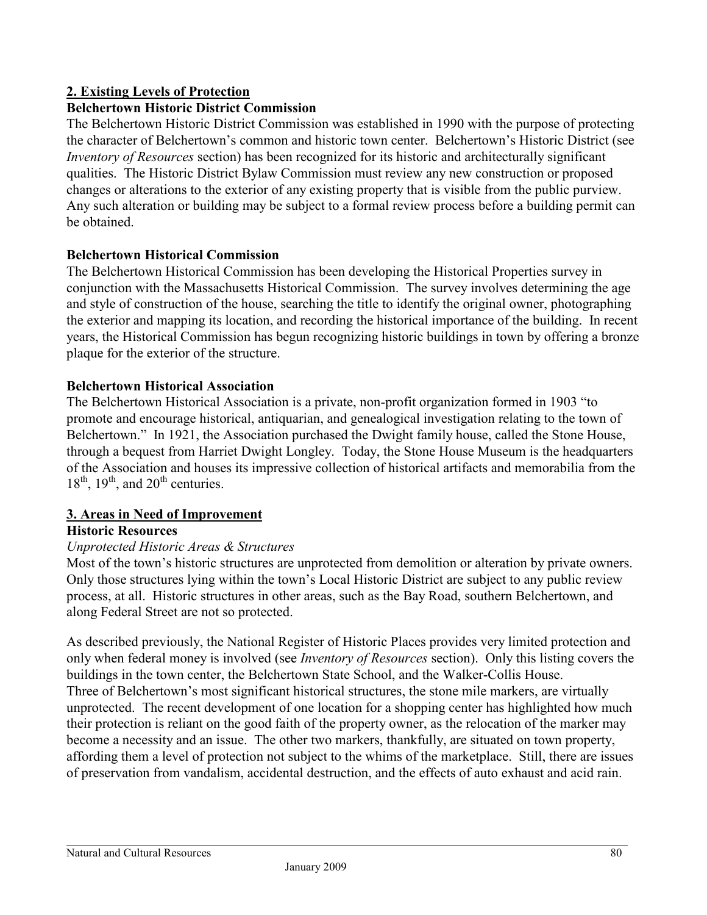## 2. Existing Levels of Protection

### Belchertown Historic District Commission

The Belchertown Historic District Commission was established in 1990 with the purpose of protecting the character of Belchertown's common and historic town center. Belchertown's Historic District (see *Inventory of Resources* section) has been recognized for its historic and architecturally significant qualities. The Historic District Bylaw Commission must review any new construction or proposed changes or alterations to the exterior of any existing property that is visible from the public purview. Any such alteration or building may be subject to a formal review process before a building permit can be obtained.

### Belchertown Historical Commission

The Belchertown Historical Commission has been developing the Historical Properties survey in conjunction with the Massachusetts Historical Commission. The survey involves determining the age and style of construction of the house, searching the title to identify the original owner, photographing the exterior and mapping its location, and recording the historical importance of the building. In recent years, the Historical Commission has begun recognizing historic buildings in town by offering a bronze plaque for the exterior of the structure.

### Belchertown Historical Association

The Belchertown Historical Association is a private, non-profit organization formed in 1903 "to promote and encourage historical, antiquarian, and genealogical investigation relating to the town of Belchertown." In 1921, the Association purchased the Dwight family house, called the Stone House, through a bequest from Harriet Dwight Longley. Today, the Stone House Museum is the headquarters of the Association and houses its impressive collection of historical artifacts and memorabilia from the 18th, 19th, and 20th centuries.

## 3. Areas in Need of Improvement

### Historic Resources

*Unprotected Historic Areas & Structures*

Most of the town's historic structures are unprotected from demolition or alteration by private owners. Only those structures lying within the town's Local Historic District are subject to any public review process, at all. Historic structures in other areas, such as the Bay Road, southern Belchertown, and along Federal Street are not so protected.

As described previously, the National Register of Historic Places provides very limited protection and only when federal money is involved (see *Inventory of Resources* section). Only this listing covers the buildings in the town center, the Belchertown State School, and the Walker-Collis House.
Three of Belchertown's most significant historical structures, the stone mile markers, are virtually unprotected. The recent development of one location for a shopping center has highlighted how much their protection is reliant on the good faith of the property owner, as the relocation of the marker may become a necessity and an issue. The other two markers, thankfully, are situated on town property, affording them a level of protection not subject to the whims of the marketplace. Still, there are issues of preservation from vandalism, accidental destruction, and the effects of auto exhaust and acid rain.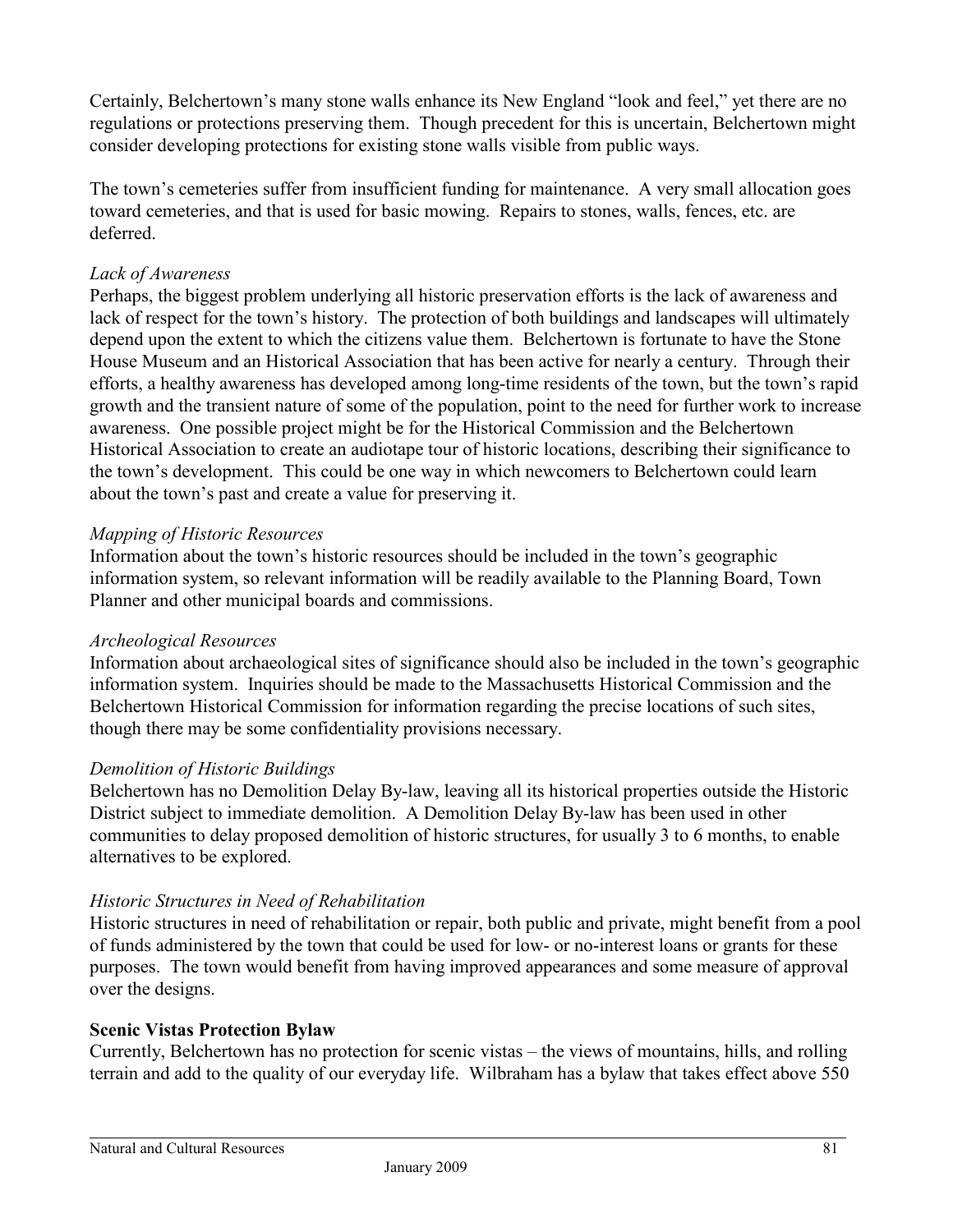Certainly, Belchertown's many stone walls enhance its New England "look and feel," yet there are no regulations or protections preserving them. Though precedent for this is uncertain, Belchertown might consider developing protections for existing stone walls visible from public ways.

The town's cemeteries suffer from insufficient funding for maintenance. A very small allocation goes toward cemeteries, and that is used for basic mowing. Repairs to stones, walls, fences, etc. are deferred.

*Lack of Awareness*

Perhaps, the biggest problem underlying all historic preservation efforts is the lack of awareness and lack of respect for the town's history. The protection of both buildings and landscapes will ultimately depend upon the extent to which the citizens value them. Belchertown is fortunate to have the Stone House Museum and an Historical Association that has been active for nearly a century. Through their efforts, a healthy awareness has developed among long-time residents of the town, but the town's rapid growth and the transient nature of some of the population, point to the need for further work to increase awareness. One possible project might be for the Historical Commission and the Belchertown Historical Association to create an audiotape tour of historic locations, describing their significance to the town's development. This could be one way in which newcomers to Belchertown could learn about the town's past and create a value for preserving it.

*Mapping of Historic Resources*

Information about the town's historic resources should be included in the town's geographic information system, so relevant information will be readily available to the Planning Board, Town Planner and other municipal boards and commissions.

*Archeological Resources*

Information about archaeological sites of significance should also be included in the town's geographic information system. Inquiries should be made to the Massachusetts Historical Commission and the Belchertown Historical Commission for information regarding the precise locations of such sites, though there may be some confidentiality provisions necessary.

*Demolition of Historic Buildings*

Belchertown has no Demolition Delay By-law, leaving all its historical properties outside the Historic District subject to immediate demolition. A Demolition Delay By-law has been used in other communities to delay proposed demolition of historic structures, for usually 3 to 6 months, to enable alternatives to be explored.

*Historic Structures in Need of Rehabilitation*

Historic structures in need of rehabilitation or repair, both public and private, might benefit from a pool of funds administered by the town that could be used for low- or no-interest loans or grants for these purposes. The town would benefit from having improved appearances and some measure of approval over the designs.

**Scenic Vistas Protection Bylaw**

Currently, Belchertown has no protection for scenic vistas – the views of mountains, hills, and rolling terrain and add to the quality of our everyday life. Wilbraham has a bylaw that takes effect above 550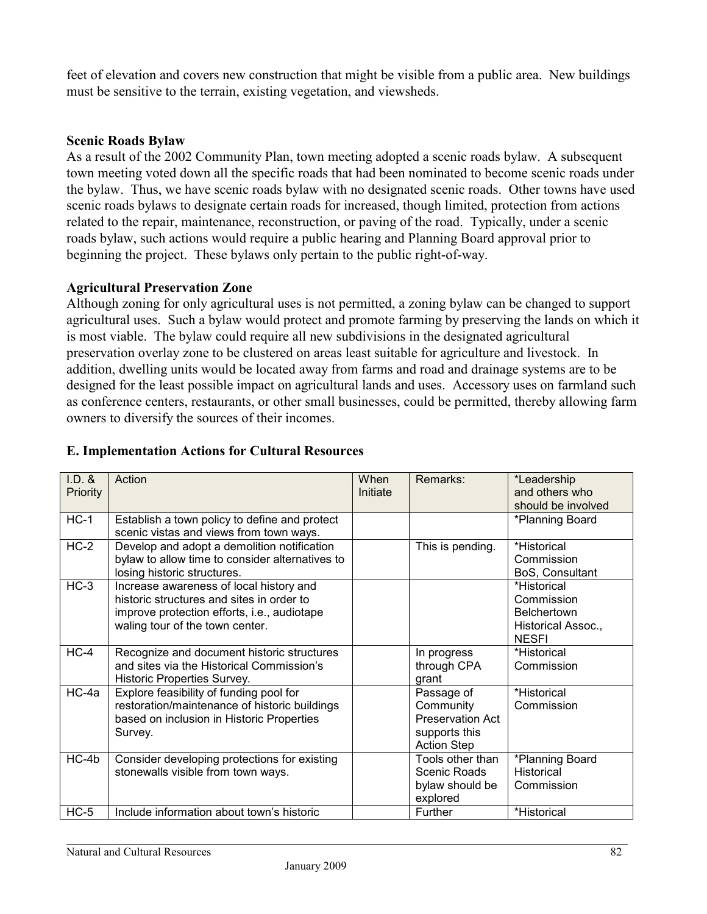feet of elevation and covers new construction that might be visible from a public area. New buildings must be sensitive to the terrain, existing vegetation, and viewsheds.

### Scenic Roads Bylaw

As a result of the 2002 Community Plan, town meeting adopted a scenic roads bylaw. A subsequent town meeting voted down all the specific roads that had been nominated to become scenic roads under the bylaw. Thus, we have scenic roads bylaw with no designated scenic roads. Other towns have used scenic roads bylaws to designate certain roads for increased, though limited, protection from actions related to the repair, maintenance, reconstruction, or paving of the road. Typically, under a scenic roads bylaw, such actions would require a public hearing and Planning Board approval prior to beginning the project. These bylaws only pertain to the public right-of-way.

### Agricultural Preservation Zone

Although zoning for only agricultural uses is not permitted, a zoning bylaw can be changed to support agricultural uses. Such a bylaw would protect and promote farming by preserving the lands on which it is most viable. The bylaw could require all new subdivisions in the designated agricultural preservation overlay zone to be clustered on areas least suitable for agriculture and livestock. In addition, dwelling units would be located away from farms and road and drainage systems are to be designed for the least possible impact on agricultural lands and uses. Accessory uses on farmland such as conference centers, restaurants, or other small businesses, could be permitted, thereby allowing farm owners to diversify the sources of their incomes.

## E. Implementation Actions for Cultural Resources

| I.D. & Priority | Action | When Initiate | Remarks: | *Leadership and others who should be involved |
|---|---|---|---|---|
| HC-1 | Establish a town policy to define and protect scenic vistas and views from town ways. | | | *Planning Board |
| HC-2 | Develop and adopt a demolition notification bylaw to allow time to consider alternatives to losing historic structures. | | This is pending. | *Historical Commission BoS, Consultant |
| HC-3 | Increase awareness of local history and historic structures and sites in order to improve protection efforts, i.e., audiotape waling tour of the town center. | | | *Historical Commission Belchertown Historical Assoc., NESFI |
| HC-4 | Recognize and document historic structures and sites via the Historical Commission's Historic Properties Survey. | | In progress through CPA grant | *Historical Commission |
| HC-4a | Explore feasibility of funding pool for restoration/maintenance of historic buildings based on inclusion in Historic Properties Survey. | | Passage of Community Preservation Act supports this Action Step | *Historical Commission |
| HC-4b | Consider developing protections for existing stonewalls visible from town ways. | | Tools other than Scenic Roads bylaw should be explored | *Planning Board Historical Commission |
| HC-5 | Include information about town's historic | | Further | *Historical |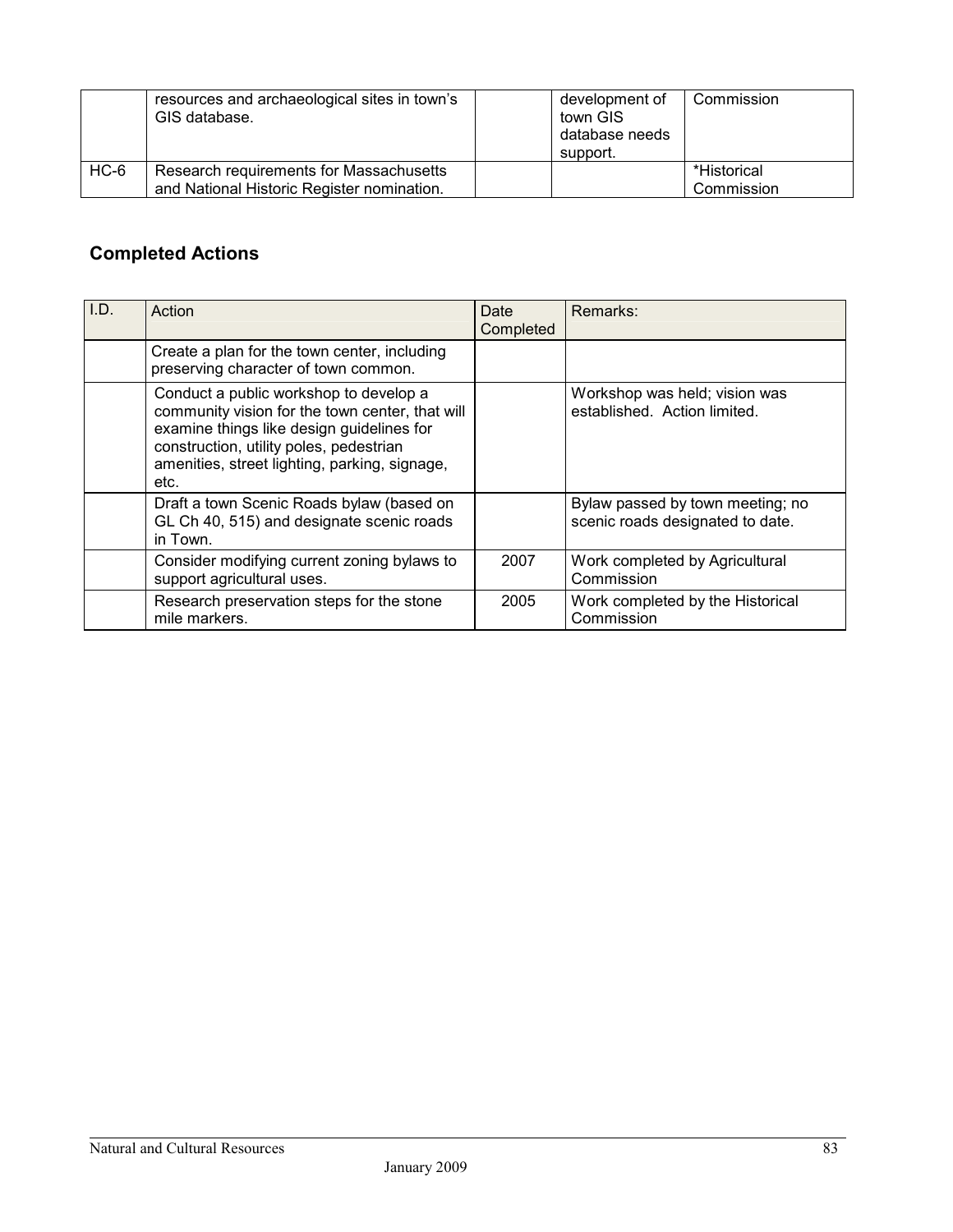| | | | | |
|---|---|---|---|---|
| | resources and archaeological sites in town's GIS database. | | development of town GIS database needs support. | Commission |
| HC-6 | Research requirements for Massachusetts and National Historic Register nomination. | | | *Historical Commission |

## Completed Actions

| I.D. | Action | Date Completed | Remarks: |
|---|---|---|---|
| | Create a plan for the town center, including preserving character of town common. | | |
| | Conduct a public workshop to develop a community vision for the town center, that will examine things like design guidelines for construction, utility poles, pedestrian amenities, street lighting, parking, signage, etc. | | Workshop was held; vision was established. Action limited. |
| | Draft a town Scenic Roads bylaw (based on GL Ch 40, 515) and designate scenic roads in Town. | | Bylaw passed by town meeting; no scenic roads designated to date. |
| | Consider modifying current zoning bylaws to support agricultural uses. | 2007 | Work completed by Agricultural Commission |
| | Research preservation steps for the stone mile markers. | 2005 | Work completed by the Historical Commission |